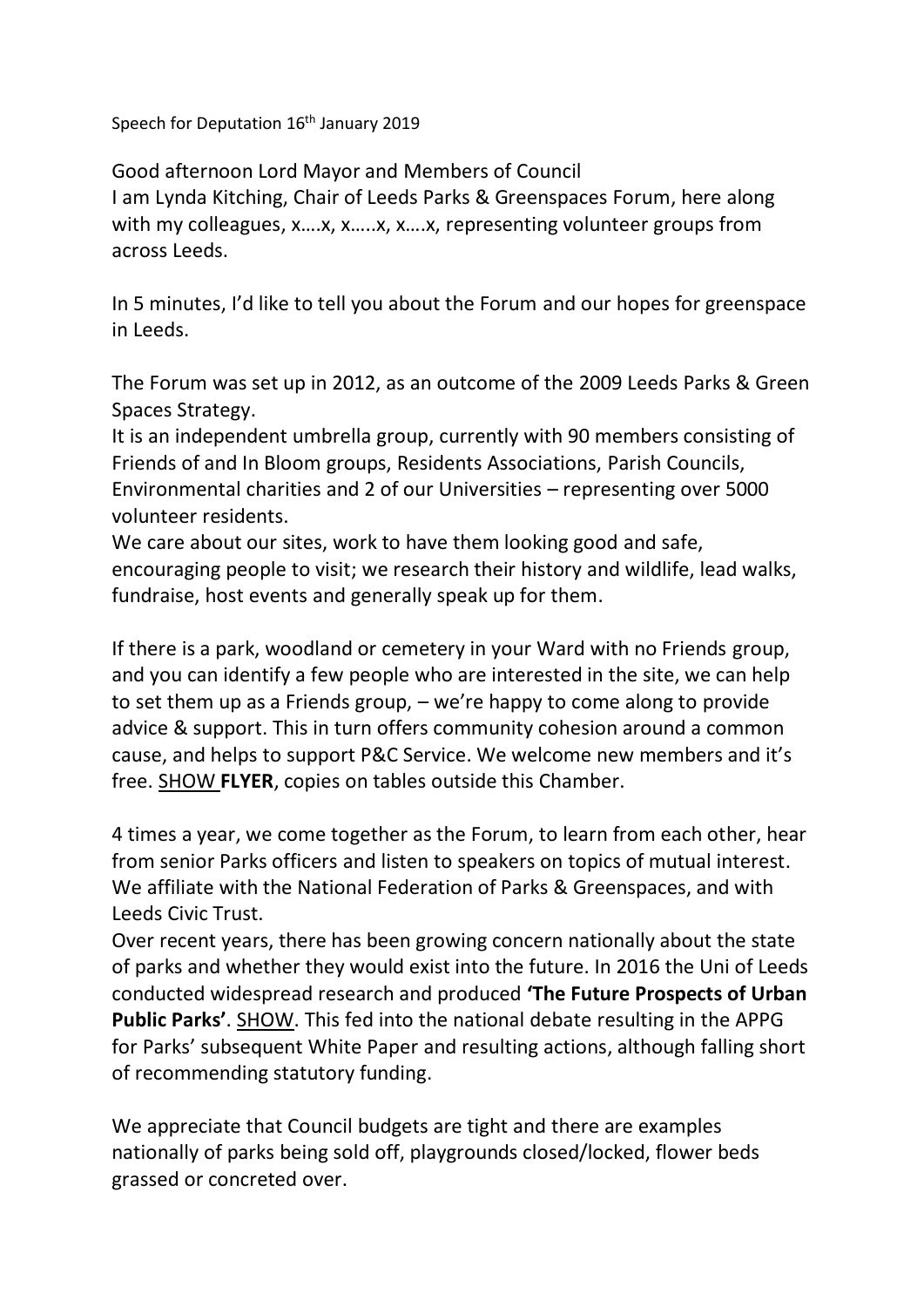Speech for Deputation 16th January 2019

Good afternoon Lord Mayor and Members of Council
I am Lynda Kitching, Chair of Leeds Parks & Greenspaces Forum, here along with my colleagues, x….x, x…..x, x….x, representing volunteer groups from across Leeds.

In 5 minutes, I'd like to tell you about the Forum and our hopes for greenspace in Leeds.

The Forum was set up in 2012, as an outcome of the 2009 Leeds Parks & Green Spaces Strategy.
It is an independent umbrella group, currently with 90 members consisting of Friends of and In Bloom groups, Residents Associations, Parish Councils, Environmental charities and 2 of our Universities – representing over 5000 volunteer residents.
We care about our sites, work to have them looking good and safe, encouraging people to visit; we research their history and wildlife, lead walks, fundraise, host events and generally speak up for them.

If there is a park, woodland or cemetery in your Ward with no Friends group, and you can identify a few people who are interested in the site, we can help to set them up as a Friends group, – we're happy to come along to provide advice & support. This in turn offers community cohesion around a common cause, and helps to support P&C Service. We welcome new members and it's free. <u>SHOW</u> **FLYER**, copies on tables outside this Chamber.

4 times a year, we come together as the Forum, to learn from each other, hear from senior Parks officers and listen to speakers on topics of mutual interest. We affiliate with the National Federation of Parks & Greenspaces, and with Leeds Civic Trust.
Over recent years, there has been growing concern nationally about the state of parks and whether they would exist into the future. In 2016 the Uni of Leeds conducted widespread research and produced **'The Future Prospects of Urban Public Parks'**. <u>SHOW</u>. This fed into the national debate resulting in the APPG for Parks' subsequent White Paper and resulting actions, although falling short of recommending statutory funding.

We appreciate that Council budgets are tight and there are examples nationally of parks being sold off, playgrounds closed/locked, flower beds grassed or concreted over.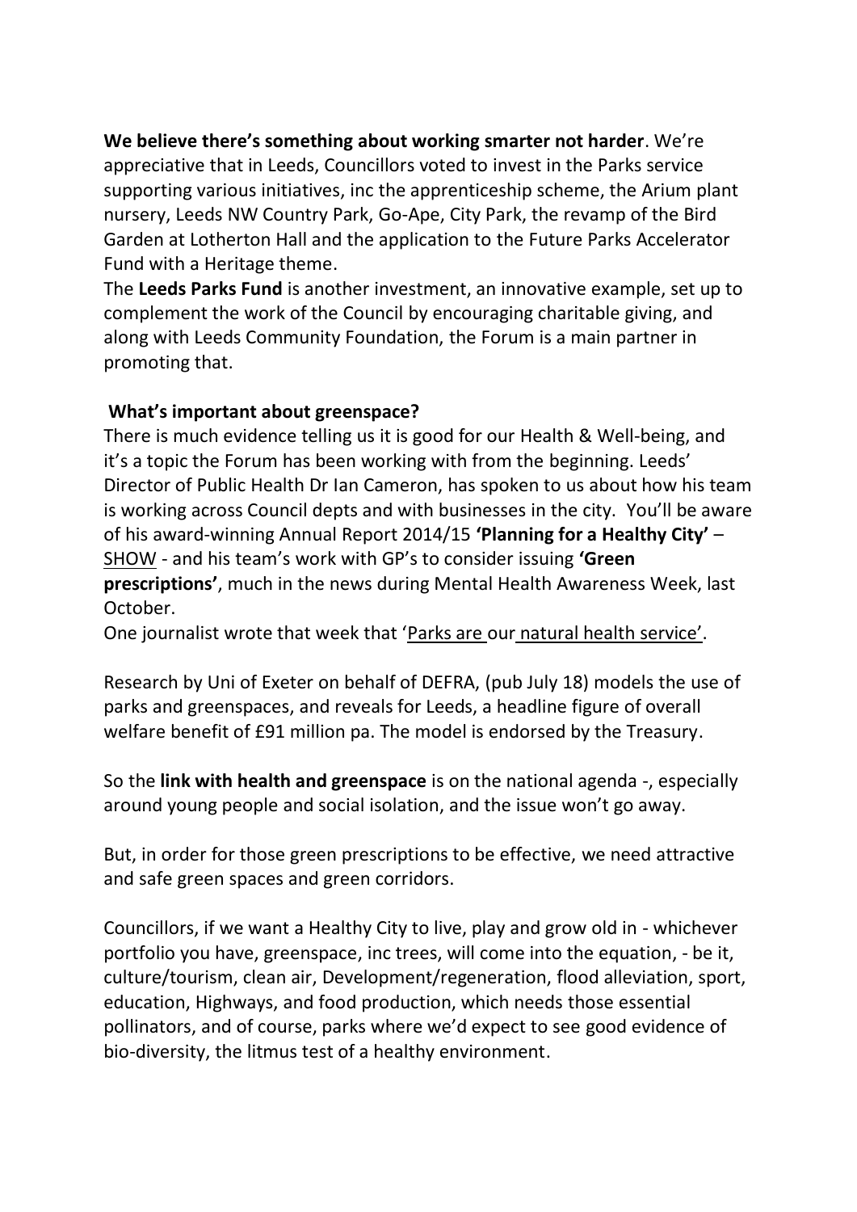**We believe there's something about working smarter not harder**. We're appreciative that in Leeds, Councillors voted to invest in the Parks service supporting various initiatives, inc the apprenticeship scheme, the Arium plant nursery, Leeds NW Country Park, Go-Ape, City Park, the revamp of the Bird Garden at Lotherton Hall and the application to the Future Parks Accelerator Fund with a Heritage theme.

The **Leeds Parks Fund** is another investment, an innovative example, set up to complement the work of the Council by encouraging charitable giving, and along with Leeds Community Foundation, the Forum is a main partner in promoting that.

**What's important about greenspace?**

There is much evidence telling us it is good for our Health & Well-being, and it's a topic the Forum has been working with from the beginning. Leeds' Director of Public Health Dr Ian Cameron, has spoken to us about how his team is working across Council depts and with businesses in the city. You'll be aware of his award-winning Annual Report 2014/15 **'Planning for a Healthy City'** – SHOW - and his team's work with GP's to consider issuing **'Green prescriptions'**, much in the news during Mental Health Awareness Week, last October.

One journalist wrote that week that 'Parks are our natural health service'.

Research by Uni of Exeter on behalf of DEFRA, (pub July 18) models the use of parks and greenspaces, and reveals for Leeds, a headline figure of overall welfare benefit of £91 million pa. The model is endorsed by the Treasury.

So the **link with health and greenspace** is on the national agenda -, especially around young people and social isolation, and the issue won't go away.

But, in order for those green prescriptions to be effective, we need attractive and safe green spaces and green corridors.

Councillors, if we want a Healthy City to live, play and grow old in - whichever portfolio you have, greenspace, inc trees, will come into the equation, - be it, culture/tourism, clean air, Development/regeneration, flood alleviation, sport, education, Highways, and food production, which needs those essential pollinators, and of course, parks where we'd expect to see good evidence of bio-diversity, the litmus test of a healthy environment.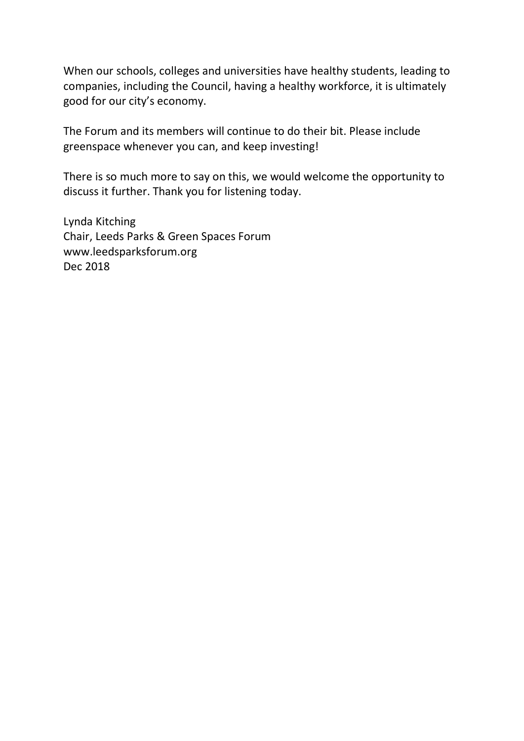When our schools, colleges and universities have healthy students, leading to companies, including the Council, having a healthy workforce, it is ultimately good for our city's economy.

The Forum and its members will continue to do their bit. Please include greenspace whenever you can, and keep investing!

There is so much more to say on this, we would welcome the opportunity to discuss it further. Thank you for listening today.

Lynda Kitching  
Chair, Leeds Parks & Green Spaces Forum  
www.leedsparksforum.org  
Dec 2018